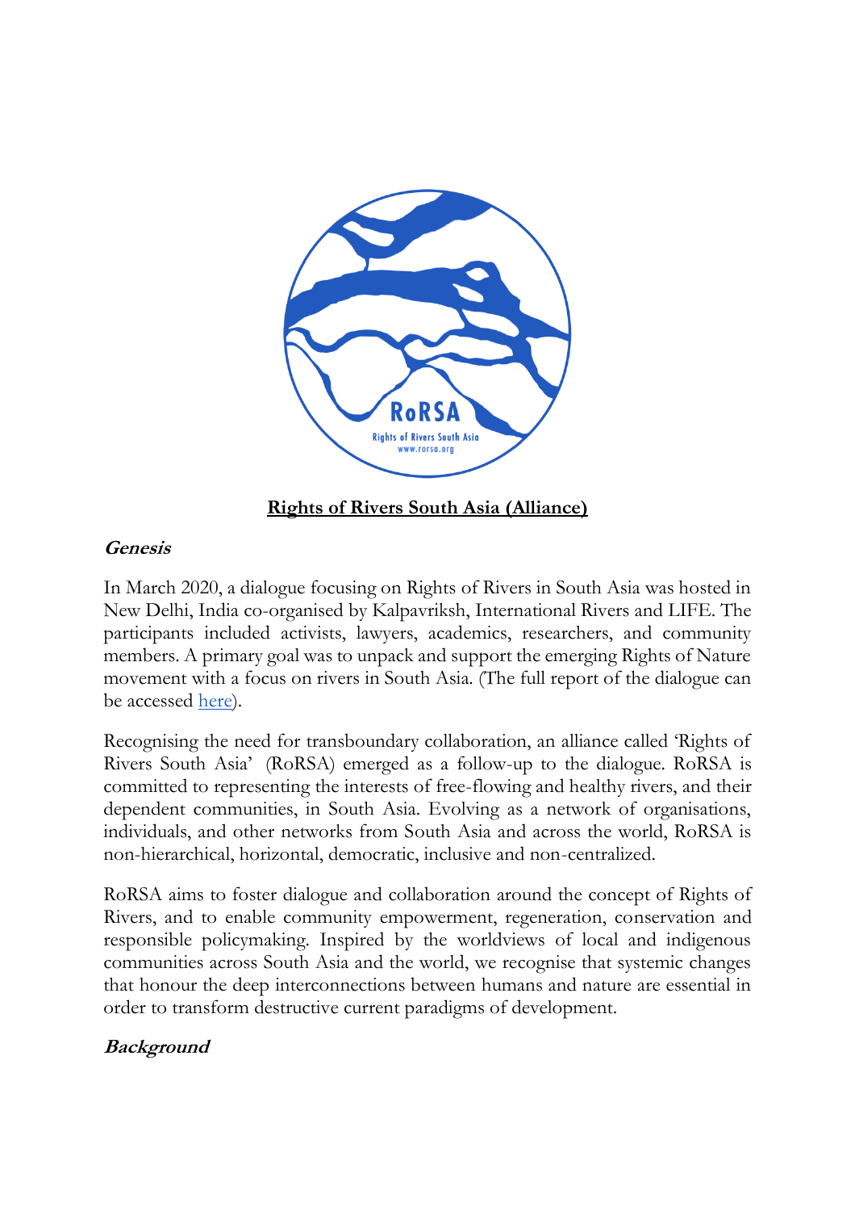# Rights of Rivers South Asia (Alliance)

## *Genesis*

In March 2020, a dialogue focusing on Rights of Rivers in South Asia was hosted in New Delhi, India co-organised by Kalpavriksh, International Rivers and LIFE. The participants included activists, lawyers, academics, researchers, and community members. A primary goal was to unpack and support the emerging Rights of Nature movement with a focus on rivers in South Asia. (The full report of the dialogue can be accessed here).

Recognising the need for transboundary collaboration, an alliance called 'Rights of Rivers South Asia' (RoRSA) emerged as a follow-up to the dialogue. RoRSA is committed to representing the interests of free-flowing and healthy rivers, and their dependent communities, in South Asia. Evolving as a network of organisations, individuals, and other networks from South Asia and across the world, RoRSA is non-hierarchical, horizontal, democratic, inclusive and non-centralized.

RoRSA aims to foster dialogue and collaboration around the concept of Rights of Rivers, and to enable community empowerment, regeneration, conservation and responsible policymaking. Inspired by the worldviews of local and indigenous communities across South Asia and the world, we recognise that systemic changes that honour the deep interconnections between humans and nature are essential in order to transform destructive current paradigms of development.

## *Background*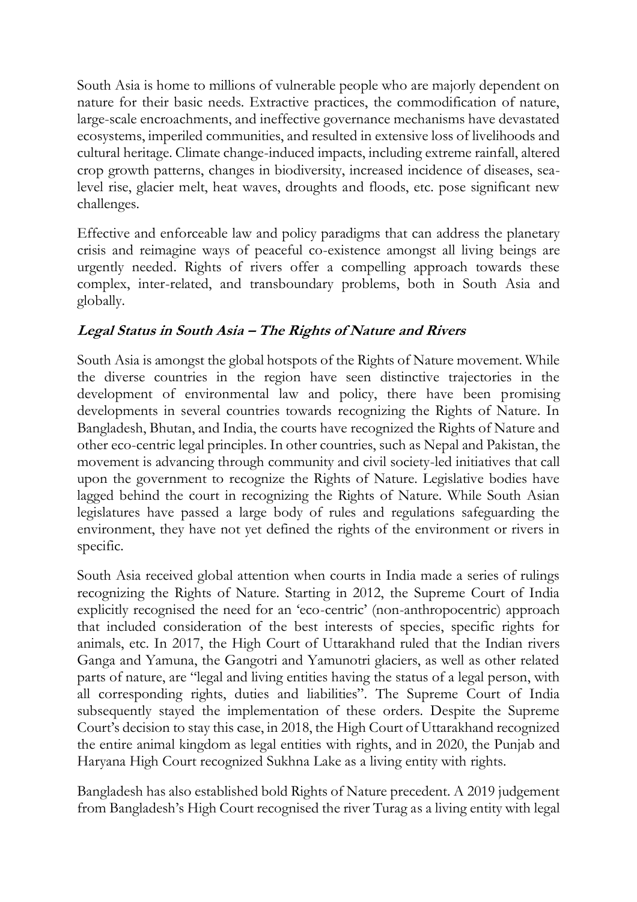South Asia is home to millions of vulnerable people who are majorly dependent on nature for their basic needs. Extractive practices, the commodification of nature, large-scale encroachments, and ineffective governance mechanisms have devastated ecosystems, imperiled communities, and resulted in extensive loss of livelihoods and cultural heritage. Climate change-induced impacts, including extreme rainfall, altered crop growth patterns, changes in biodiversity, increased incidence of diseases, sea-level rise, glacier melt, heat waves, droughts and floods, etc. pose significant new challenges.

Effective and enforceable law and policy paradigms that can address the planetary crisis and reimagine ways of peaceful co-existence amongst all living beings are urgently needed. Rights of rivers offer a compelling approach towards these complex, inter-related, and transboundary problems, both in South Asia and globally.

### ***Legal Status in South Asia – The Rights of Nature and Rivers***

South Asia is amongst the global hotspots of the Rights of Nature movement. While the diverse countries in the region have seen distinctive trajectories in the development of environmental law and policy, there have been promising developments in several countries towards recognizing the Rights of Nature. In Bangladesh, Bhutan, and India, the courts have recognized the Rights of Nature and other eco-centric legal principles. In other countries, such as Nepal and Pakistan, the movement is advancing through community and civil society-led initiatives that call upon the government to recognize the Rights of Nature. Legislative bodies have lagged behind the court in recognizing the Rights of Nature. While South Asian legislatures have passed a large body of rules and regulations safeguarding the environment, they have not yet defined the rights of the environment or rivers in specific.

South Asia received global attention when courts in India made a series of rulings recognizing the Rights of Nature. Starting in 2012, the Supreme Court of India explicitly recognised the need for an 'eco-centric' (non-anthropocentric) approach that included consideration of the best interests of species, specific rights for animals, etc. In 2017, the High Court of Uttarakhand ruled that the Indian rivers Ganga and Yamuna, the Gangotri and Yamunotri glaciers, as well as other related parts of nature, are "legal and living entities having the status of a legal person, with all corresponding rights, duties and liabilities". The Supreme Court of India subsequently stayed the implementation of these orders. Despite the Supreme Court's decision to stay this case, in 2018, the High Court of Uttarakhand recognized the entire animal kingdom as legal entities with rights, and in 2020, the Punjab and Haryana High Court recognized Sukhna Lake as a living entity with rights.

Bangladesh has also established bold Rights of Nature precedent. A 2019 judgement from Bangladesh's High Court recognised the river Turag as a living entity with legal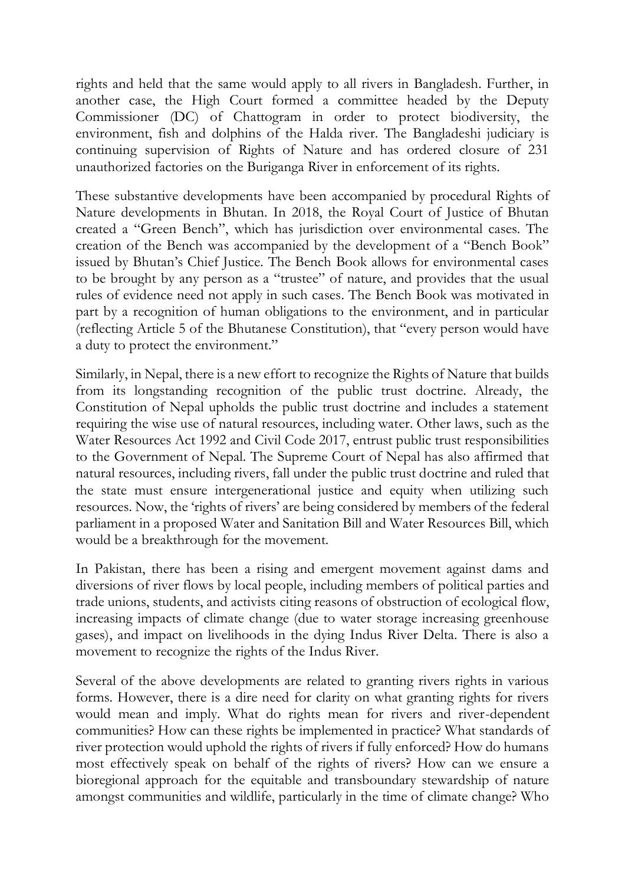rights and held that the same would apply to all rivers in Bangladesh. Further, in another case, the High Court formed a committee headed by the Deputy Commissioner (DC) of Chattogram in order to protect biodiversity, the environment, fish and dolphins of the Halda river. The Bangladeshi judiciary is continuing supervision of Rights of Nature and has ordered closure of 231 unauthorized factories on the Buriganga River in enforcement of its rights.

These substantive developments have been accompanied by procedural Rights of Nature developments in Bhutan. In 2018, the Royal Court of Justice of Bhutan created a "Green Bench", which has jurisdiction over environmental cases. The creation of the Bench was accompanied by the development of a "Bench Book" issued by Bhutan's Chief Justice. The Bench Book allows for environmental cases to be brought by any person as a "trustee" of nature, and provides that the usual rules of evidence need not apply in such cases. The Bench Book was motivated in part by a recognition of human obligations to the environment, and in particular (reflecting Article 5 of the Bhutanese Constitution), that "every person would have a duty to protect the environment."

Similarly, in Nepal, there is a new effort to recognize the Rights of Nature that builds from its longstanding recognition of the public trust doctrine. Already, the Constitution of Nepal upholds the public trust doctrine and includes a statement requiring the wise use of natural resources, including water. Other laws, such as the Water Resources Act 1992 and Civil Code 2017, entrust public trust responsibilities to the Government of Nepal. The Supreme Court of Nepal has also affirmed that natural resources, including rivers, fall under the public trust doctrine and ruled that the state must ensure intergenerational justice and equity when utilizing such resources. Now, the 'rights of rivers' are being considered by members of the federal parliament in a proposed Water and Sanitation Bill and Water Resources Bill, which would be a breakthrough for the movement.

In Pakistan, there has been a rising and emergent movement against dams and diversions of river flows by local people, including members of political parties and trade unions, students, and activists citing reasons of obstruction of ecological flow, increasing impacts of climate change (due to water storage increasing greenhouse gases), and impact on livelihoods in the dying Indus River Delta. There is also a movement to recognize the rights of the Indus River.

Several of the above developments are related to granting rivers rights in various forms. However, there is a dire need for clarity on what granting rights for rivers would mean and imply. What do rights mean for rivers and river-dependent communities? How can these rights be implemented in practice? What standards of river protection would uphold the rights of rivers if fully enforced? How do humans most effectively speak on behalf of the rights of rivers? How can we ensure a bioregional approach for the equitable and transboundary stewardship of nature amongst communities and wildlife, particularly in the time of climate change? Who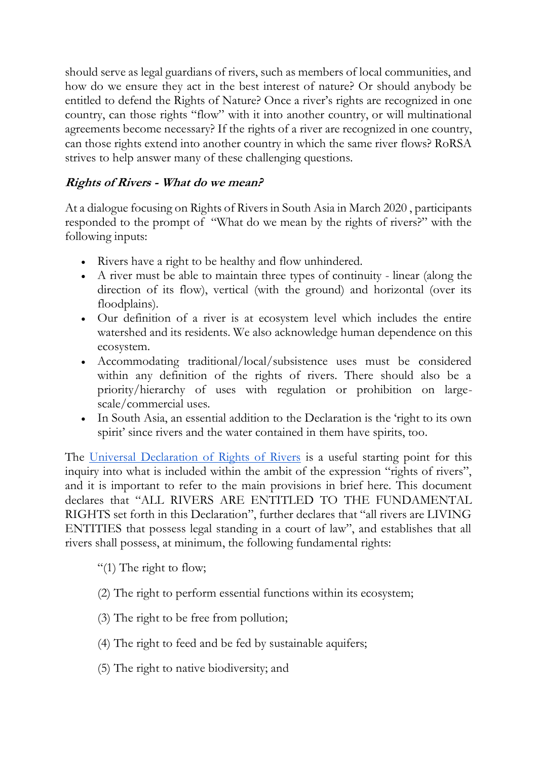should serve as legal guardians of rivers, such as members of local communities, and how do we ensure they act in the best interest of nature? Or should anybody be entitled to defend the Rights of Nature? Once a river's rights are recognized in one country, can those rights "flow" with it into another country, or will multinational agreements become necessary? If the rights of a river are recognized in one country, can those rights extend into another country in which the same river flows? RoRSA strives to help answer many of these challenging questions.

### ***Rights of Rivers - What do we mean?***

At a dialogue focusing on Rights of Rivers in South Asia in March 2020 , participants responded to the prompt of "What do we mean by the rights of rivers?" with the following inputs:

- Rivers have a right to be healthy and flow unhindered.
- A river must be able to maintain three types of continuity - linear (along the direction of its flow), vertical (with the ground) and horizontal (over its floodplains).
- Our definition of a river is at ecosystem level which includes the entire watershed and its residents. We also acknowledge human dependence on this ecosystem.
- Accommodating traditional/local/subsistence uses must be considered within any definition of the rights of rivers. There should also be a priority/hierarchy of uses with regulation or prohibition on large-scale/commercial uses.
- In South Asia, an essential addition to the Declaration is the 'right to its own spirit' since rivers and the water contained in them have spirits, too.

The Universal Declaration of Rights of Rivers is a useful starting point for this inquiry into what is included within the ambit of the expression "rights of rivers", and it is important to refer to the main provisions in brief here. This document declares that "ALL RIVERS ARE ENTITLED TO THE FUNDAMENTAL RIGHTS set forth in this Declaration", further declares that "all rivers are LIVING ENTITIES that possess legal standing in a court of law", and establishes that all rivers shall possess, at minimum, the following fundamental rights:

> "(1) The right to flow;
>
> (2) The right to perform essential functions within its ecosystem;
>
> (3) The right to be free from pollution;
>
> (4) The right to feed and be fed by sustainable aquifers;
>
> (5) The right to native biodiversity; and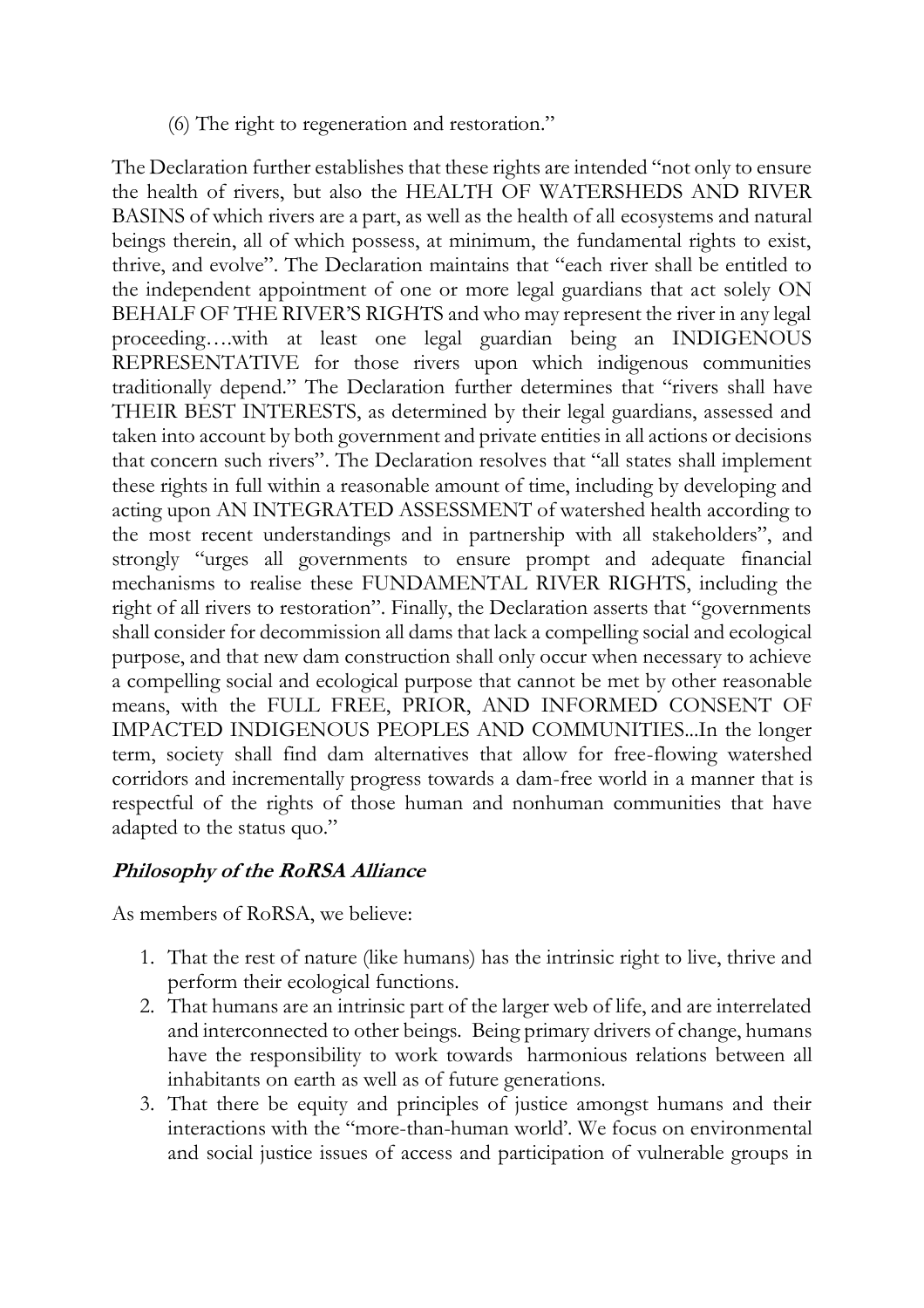(6) The right to regeneration and restoration."

The Declaration further establishes that these rights are intended "not only to ensure the health of rivers, but also the HEALTH OF WATERSHEDS AND RIVER BASINS of which rivers are a part, as well as the health of all ecosystems and natural beings therein, all of which possess, at minimum, the fundamental rights to exist, thrive, and evolve". The Declaration maintains that "each river shall be entitled to the independent appointment of one or more legal guardians that act solely ON BEHALF OF THE RIVER'S RIGHTS and who may represent the river in any legal proceeding….with at least one legal guardian being an INDIGENOUS REPRESENTATIVE for those rivers upon which indigenous communities traditionally depend." The Declaration further determines that "rivers shall have THEIR BEST INTERESTS, as determined by their legal guardians, assessed and taken into account by both government and private entities in all actions or decisions that concern such rivers". The Declaration resolves that "all states shall implement these rights in full within a reasonable amount of time, including by developing and acting upon AN INTEGRATED ASSESSMENT of watershed health according to the most recent understandings and in partnership with all stakeholders", and strongly "urges all governments to ensure prompt and adequate financial mechanisms to realise these FUNDAMENTAL RIVER RIGHTS, including the right of all rivers to restoration". Finally, the Declaration asserts that "governments shall consider for decommission all dams that lack a compelling social and ecological purpose, and that new dam construction shall only occur when necessary to achieve a compelling social and ecological purpose that cannot be met by other reasonable means, with the FULL FREE, PRIOR, AND INFORMED CONSENT OF IMPACTED INDIGENOUS PEOPLES AND COMMUNITIES...In the longer term, society shall find dam alternatives that allow for free-flowing watershed corridors and incrementally progress towards a dam-free world in a manner that is respectful of the rights of those human and nonhuman communities that have adapted to the status quo."

### ***Philosophy of the RoRSA Alliance***

As members of RoRSA, we believe:

1. That the rest of nature (like humans) has the intrinsic right to live, thrive and perform their ecological functions.
2. That humans are an intrinsic part of the larger web of life, and are interrelated and interconnected to other beings. Being primary drivers of change, humans have the responsibility to work towards harmonious relations between all inhabitants on earth as well as of future generations.
3. That there be equity and principles of justice amongst humans and their interactions with the "more-than-human world'. We focus on environmental and social justice issues of access and participation of vulnerable groups in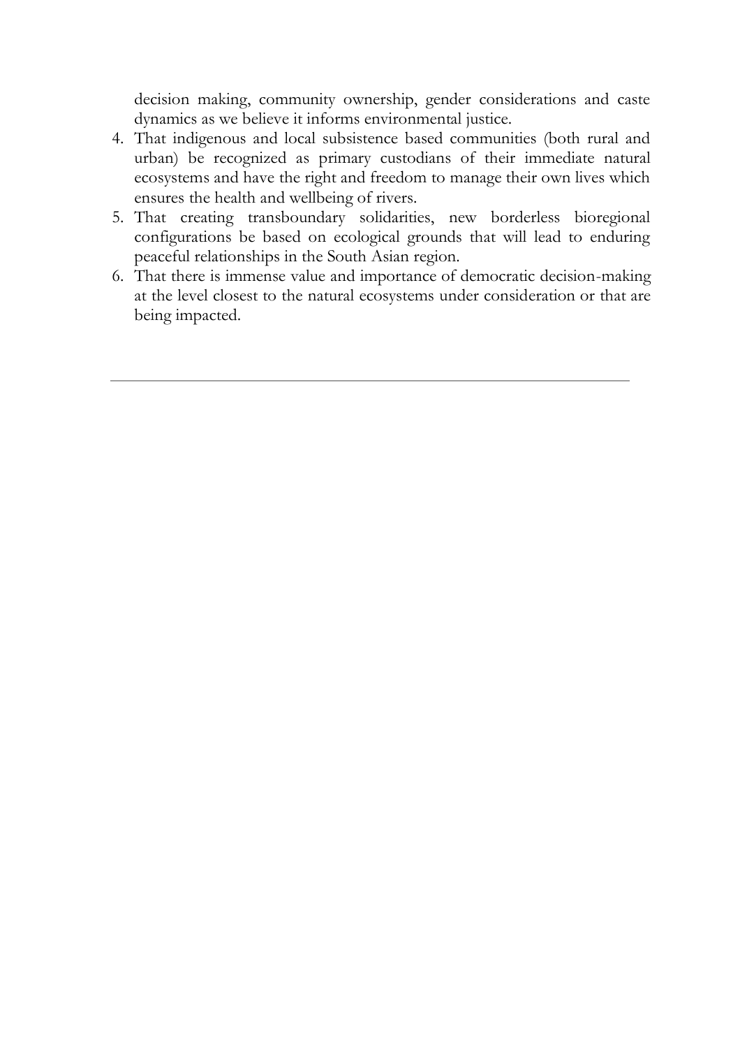decision making, community ownership, gender considerations and caste dynamics as we believe it informs environmental justice.

4. That indigenous and local subsistence based communities (both rural and urban) be recognized as primary custodians of their immediate natural ecosystems and have the right and freedom to manage their own lives which ensures the health and wellbeing of rivers.
5. That creating transboundary solidarities, new borderless bioregional configurations be based on ecological grounds that will lead to enduring peaceful relationships in the South Asian region.
6. That there is immense value and importance of democratic decision-making at the level closest to the natural ecosystems under consideration or that are being impacted.

---